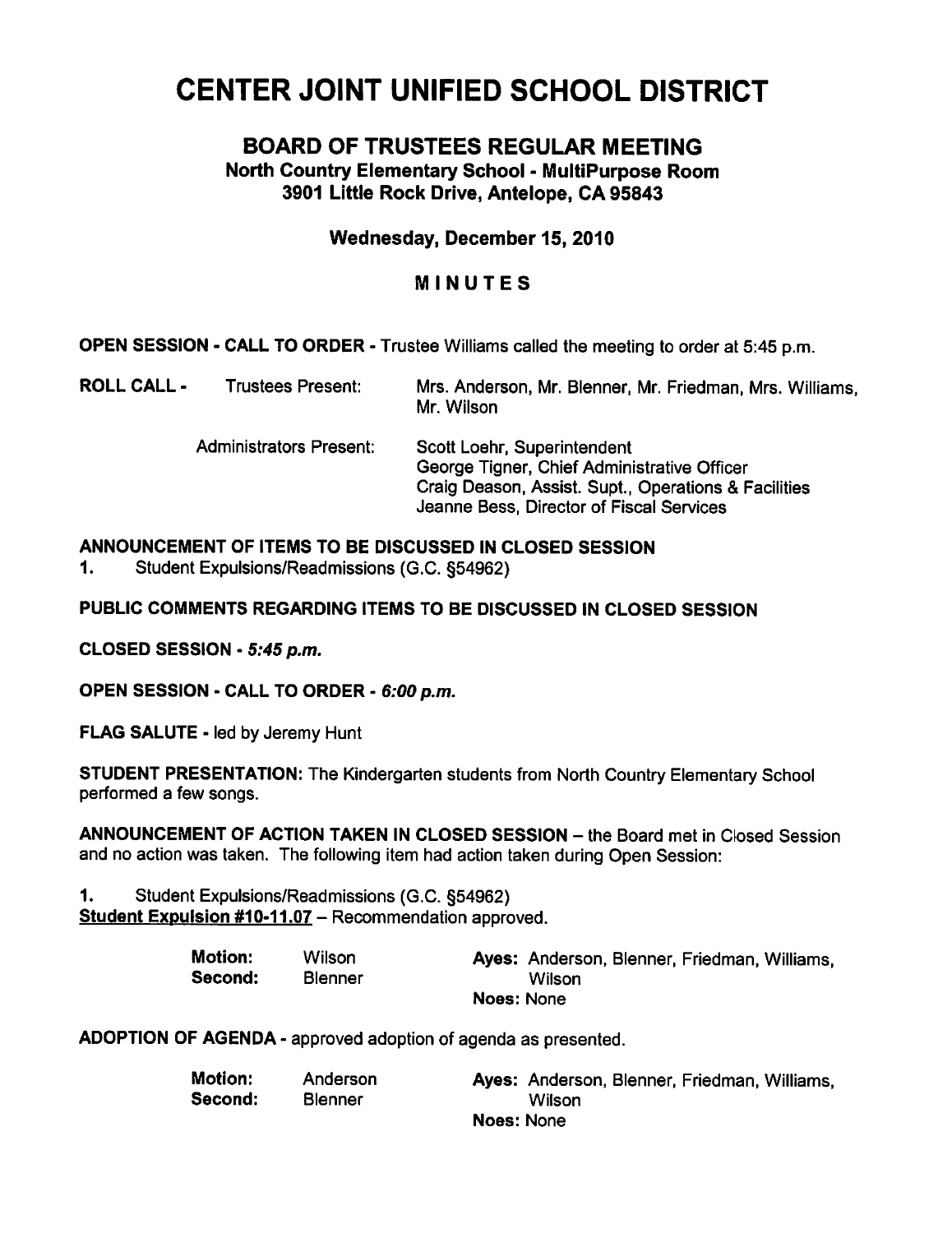# CENTER JOINT UNIFIED SCHOOL DISTRICT

## BOARD OF TRUSTEES REGULAR MEETING

### North Country Elementary School - MultiPurpose Room
### 3901 Little Rock Drive, Antelope, CA 95843

**Wednesday, December 15, 2010**

**MINUTES**

**OPEN SESSION - CALL TO ORDER** - Trustee Williams called the meeting to order at 5:45 p.m.

**ROLL CALL** - Trustees Present: Mrs. Anderson, Mr. Blenner, Mr. Friedman, Mrs. Williams, Mr. Wilson

Administrators Present:
- Scott Loehr, Superintendent
- George Tigner, Chief Administrative Officer
- Craig Deason, Assist. Supt., Operations & Facilities
- Jeanne Bess, Director of Fiscal Services

**ANNOUNCEMENT OF ITEMS TO BE DISCUSSED IN CLOSED SESSION**

1. Student Expulsions/Readmissions (G.C. §54962)

**PUBLIC COMMENTS REGARDING ITEMS TO BE DISCUSSED IN CLOSED SESSION**

**CLOSED SESSION** - *5:45 p.m.*

**OPEN SESSION - CALL TO ORDER** - *6:00 p.m.*

**FLAG SALUTE** - led by Jeremy Hunt

**STUDENT PRESENTATION:** The Kindergarten students from North Country Elementary School performed a few songs.

**ANNOUNCEMENT OF ACTION TAKEN IN CLOSED SESSION** – the Board met in Closed Session and no action was taken. The following item had action taken during Open Session:

1. Student Expulsions/Readmissions (G.C. §54962)

**Student Expulsion #10-11.07** – Recommendation approved.

**Motion:** Wilson
**Second:** Blenner
**Ayes:** Anderson, Blenner, Friedman, Williams, Wilson
**Noes:** None

**ADOPTION OF AGENDA** - approved adoption of agenda as presented.

**Motion:** Anderson
**Second:** Blenner
**Ayes:** Anderson, Blenner, Friedman, Williams, Wilson
**Noes:** None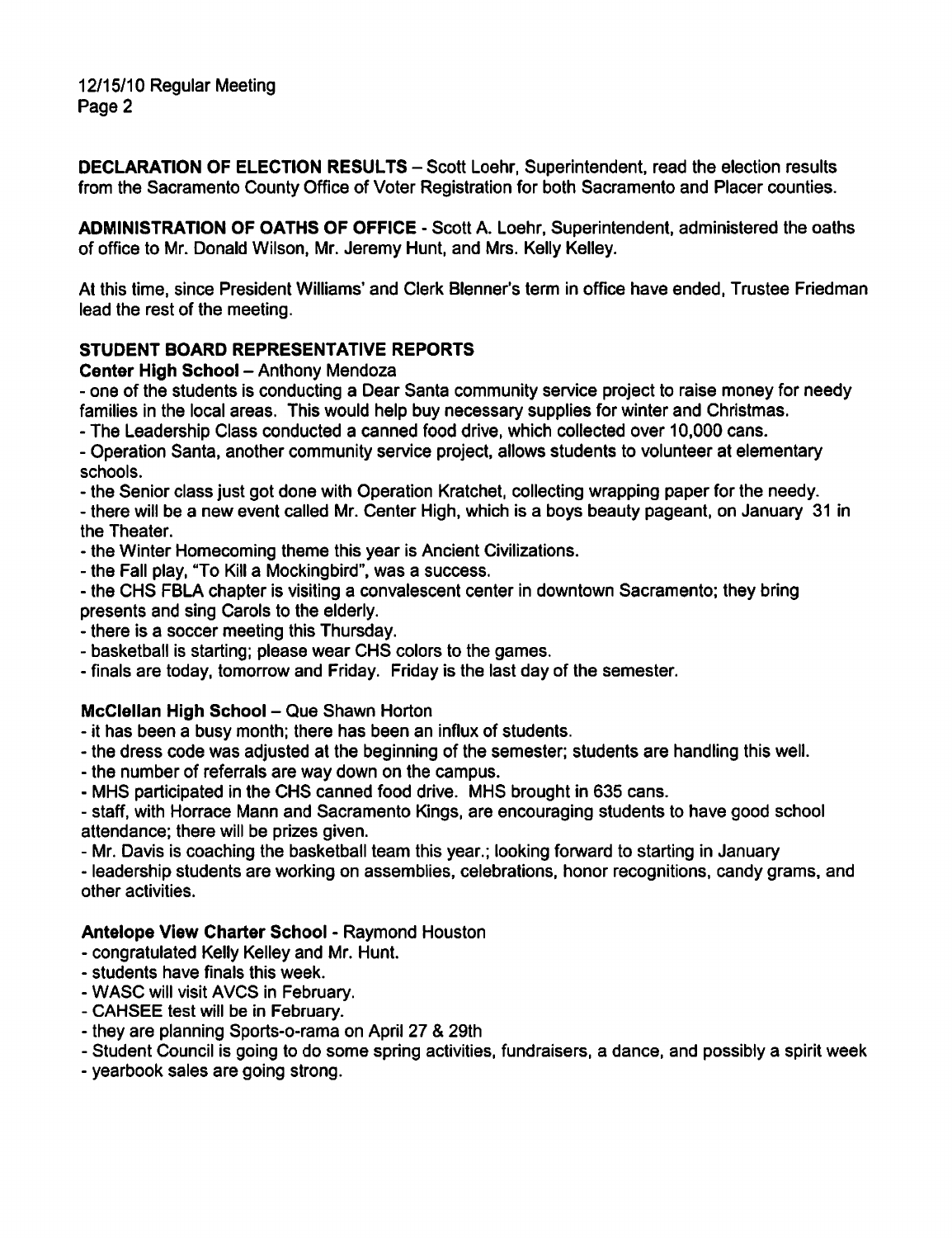**DECLARATION OF ELECTION RESULTS** – Scott Loehr, Superintendent, read the election results from the Sacramento County Office of Voter Registration for both Sacramento and Placer counties.

**ADMINISTRATION OF OATHS OF OFFICE** - Scott A. Loehr, Superintendent, administered the oaths of office to Mr. Donald Wilson, Mr. Jeremy Hunt, and Mrs. Kelly Kelley.

At this time, since President Williams' and Clerk Blenner's term in office have ended, Trustee Friedman lead the rest of the meeting.

**STUDENT BOARD REPRESENTATIVE REPORTS**

**Center High School** – Anthony Mendoza

- one of the students is conducting a Dear Santa community service project to raise money for needy families in the local areas. This would help buy necessary supplies for winter and Christmas.
- The Leadership Class conducted a canned food drive, which collected over 10,000 cans.
- Operation Santa, another community service project, allows students to volunteer at elementary schools.
- the Senior class just got done with Operation Kratchet, collecting wrapping paper for the needy.
- there will be a new event called Mr. Center High, which is a boys beauty pageant, on January 31 in the Theater.
- the Winter Homecoming theme this year is Ancient Civilizations.
- the Fall play, "To Kill a Mockingbird", was a success.
- the CHS FBLA chapter is visiting a convalescent center in downtown Sacramento; they bring presents and sing Carols to the elderly.
- there is a soccer meeting this Thursday.
- basketball is starting; please wear CHS colors to the games.
- finals are today, tomorrow and Friday. Friday is the last day of the semester.

**McClellan High School** – Que Shawn Horton

- it has been a busy month; there has been an influx of students.
- the dress code was adjusted at the beginning of the semester; students are handling this well.
- the number of referrals are way down on the campus.
- MHS participated in the CHS canned food drive. MHS brought in 635 cans.
- staff, with Horrace Mann and Sacramento Kings, are encouraging students to have good school attendance; there will be prizes given.
- Mr. Davis is coaching the basketball team this year.; looking forward to starting in January
- leadership students are working on assemblies, celebrations, honor recognitions, candy grams, and other activities.

**Antelope View Charter School** - Raymond Houston

- congratulated Kelly Kelley and Mr. Hunt.
- students have finals this week.
- WASC will visit AVCS in February.
- CAHSEE test will be in February.
- they are planning Sports-o-rama on April 27 & 29th
- Student Council is going to do some spring activities, fundraisers, a dance, and possibly a spirit week
- yearbook sales are going strong.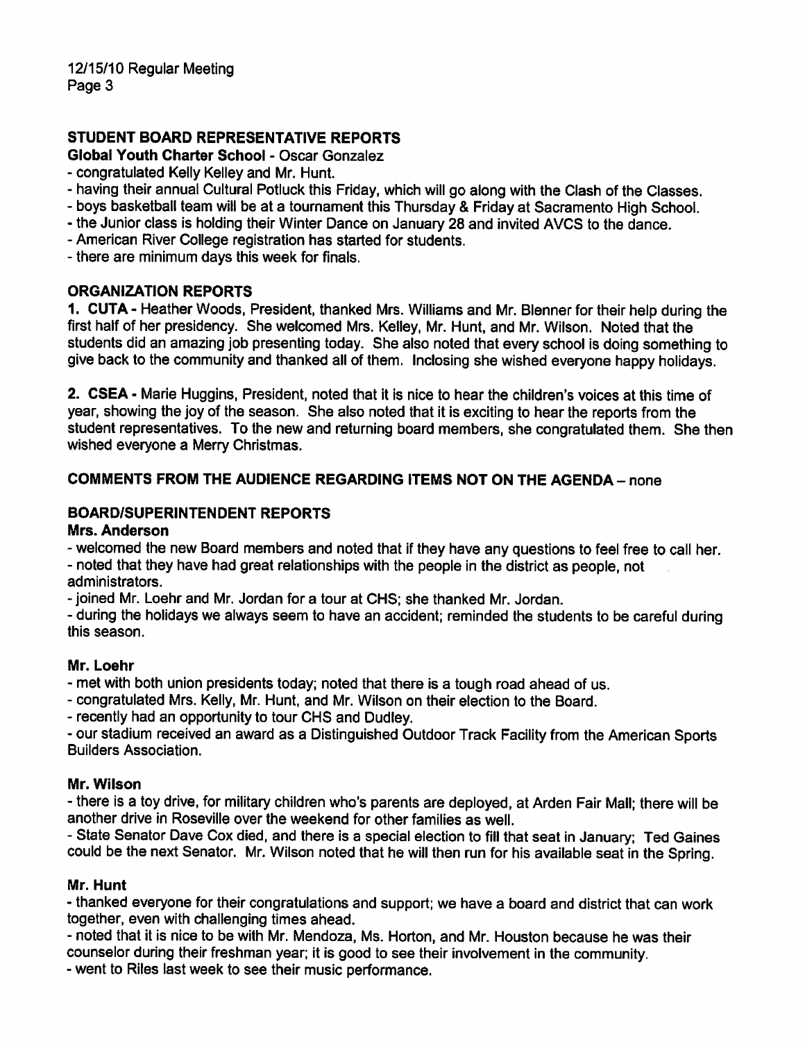## STUDENT BOARD REPRESENTATIVE REPORTS

**Global Youth Charter School** - Oscar Gonzalez

- congratulated Kelly Kelley and Mr. Hunt.
- having their annual Cultural Potluck this Friday, which will go along with the Clash of the Classes.
- boys basketball team will be at a tournament this Thursday & Friday at Sacramento High School.
- the Junior class is holding their Winter Dance on January 28 and invited AVCS to the dance.
- American River College registration has started for students.
- there are minimum days this week for finals.

## ORGANIZATION REPORTS

**1. CUTA** - Heather Woods, President, thanked Mrs. Williams and Mr. Blenner for their help during the first half of her presidency. She welcomed Mrs. Kelley, Mr. Hunt, and Mr. Wilson. Noted that the students did an amazing job presenting today. She also noted that every school is doing something to give back to the community and thanked all of them. Inclosing she wished everyone happy holidays.

**2. CSEA** - Marie Huggins, President, noted that it is nice to hear the children's voices at this time of year, showing the joy of the season. She also noted that it is exciting to hear the reports from the student representatives. To the new and returning board members, she congratulated them. She then wished everyone a Merry Christmas.

## COMMENTS FROM THE AUDIENCE REGARDING ITEMS NOT ON THE AGENDA – none

## BOARD/SUPERINTENDENT REPORTS

### Mrs. Anderson

- welcomed the new Board members and noted that if they have any questions to feel free to call her.
- noted that they have had great relationships with the people in the district as people, not administrators.
- joined Mr. Loehr and Mr. Jordan for a tour at CHS; she thanked Mr. Jordan.
- during the holidays we always seem to have an accident; reminded the students to be careful during this season.

### Mr. Loehr

- met with both union presidents today; noted that there is a tough road ahead of us.
- congratulated Mrs. Kelly, Mr. Hunt, and Mr. Wilson on their election to the Board.
- recently had an opportunity to tour CHS and Dudley.
- our stadium received an award as a Distinguished Outdoor Track Facility from the American Sports Builders Association.

### Mr. Wilson

- there is a toy drive, for military children who's parents are deployed, at Arden Fair Mall; there will be another drive in Roseville over the weekend for other families as well.
- State Senator Dave Cox died, and there is a special election to fill that seat in January; Ted Gaines could be the next Senator. Mr. Wilson noted that he will then run for his available seat in the Spring.

### Mr. Hunt

- thanked everyone for their congratulations and support; we have a board and district that can work together, even with challenging times ahead.
- noted that it is nice to be with Mr. Mendoza, Ms. Horton, and Mr. Houston because he was their counselor during their freshman year; it is good to see their involvement in the community.
- went to Riles last week to see their music performance.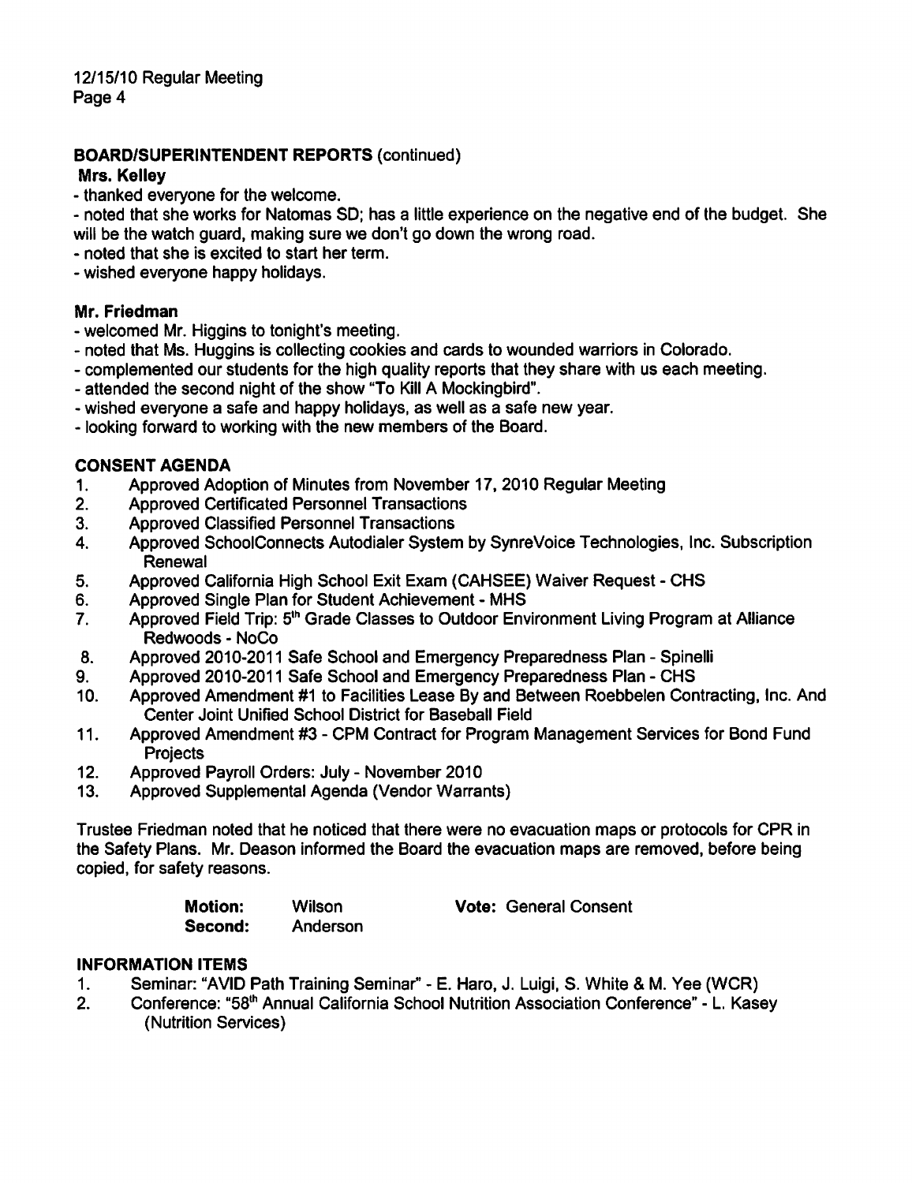**BOARD/SUPERINTENDENT REPORTS** (continued)

**Mrs. Kelley**

- thanked everyone for the welcome.
- noted that she works for Natomas SD; has a little experience on the negative end of the budget. She will be the watch guard, making sure we don't go down the wrong road.
- noted that she is excited to start her term.
- wished everyone happy holidays.

**Mr. Friedman**

- welcomed Mr. Higgins to tonight's meeting.
- noted that Ms. Huggins is collecting cookies and cards to wounded warriors in Colorado.
- complemented our students for the high quality reports that they share with us each meeting.
- attended the second night of the show "To Kill A Mockingbird".
- wished everyone a safe and happy holidays, as well as a safe new year.
- looking forward to working with the new members of the Board.

**CONSENT AGENDA**

1. Approved Adoption of Minutes from November 17, 2010 Regular Meeting
2. Approved Certificated Personnel Transactions
3. Approved Classified Personnel Transactions
4. Approved SchoolConnects Autodialer System by SynreVoice Technologies, Inc. Subscription Renewal
5. Approved California High School Exit Exam (CAHSEE) Waiver Request - CHS
6. Approved Single Plan for Student Achievement - MHS
7. Approved Field Trip: 5th Grade Classes to Outdoor Environment Living Program at Alliance Redwoods - NoCo
8. Approved 2010-2011 Safe School and Emergency Preparedness Plan - Spinelli
9. Approved 2010-2011 Safe School and Emergency Preparedness Plan - CHS
10. Approved Amendment #1 to Facilities Lease By and Between Roebbelen Contracting, Inc. And Center Joint Unified School District for Baseball Field
11. Approved Amendment #3 - CPM Contract for Program Management Services for Bond Fund Projects
12. Approved Payroll Orders: July - November 2010
13. Approved Supplemental Agenda (Vendor Warrants)

Trustee Friedman noted that he noticed that there were no evacuation maps or protocols for CPR in the Safety Plans. Mr. Deason informed the Board the evacuation maps are removed, before being copied, for safety reasons.

| | | |
|---|---|---|
| **Motion:** | Wilson | **Vote:** General Consent |
| **Second:** | Anderson | |

**INFORMATION ITEMS**

1. Seminar: "AVID Path Training Seminar" - E. Haro, J. Luigi, S. White & M. Yee (WCR)
2. Conference: "58th Annual California School Nutrition Association Conference" - L. Kasey (Nutrition Services)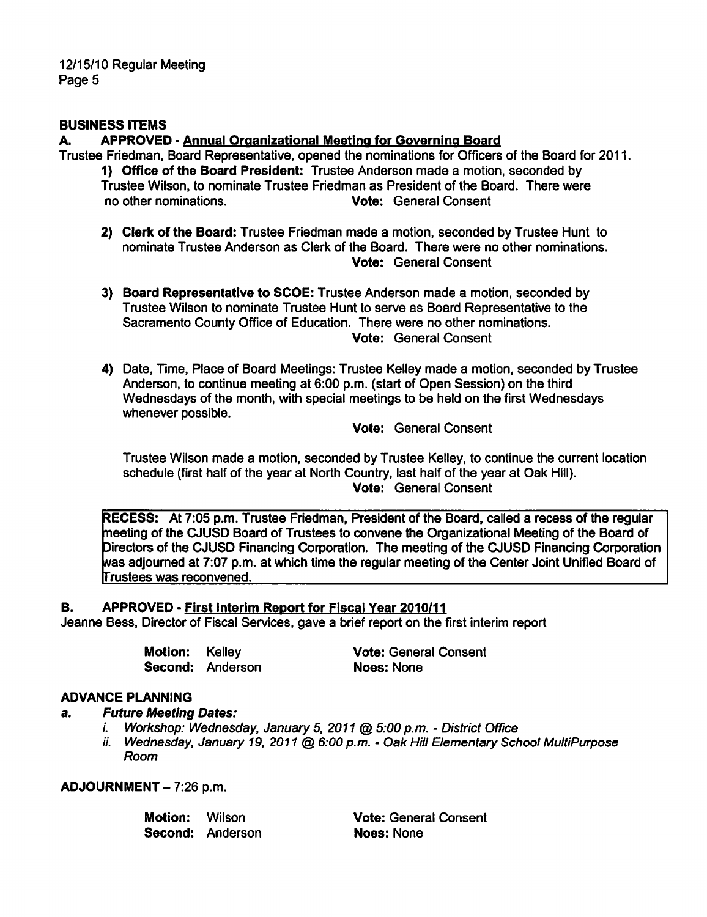## BUSINESS ITEMS

### A. APPROVED - Annual Organizational Meeting for Governing Board

Trustee Friedman, Board Representative, opened the nominations for Officers of the Board for 2011.

1) **Office of the Board President:** Trustee Anderson made a motion, seconded by Trustee Wilson, to nominate Trustee Friedman as President of the Board. There were no other nominations. **Vote:** General Consent

2) **Clerk of the Board:** Trustee Friedman made a motion, seconded by Trustee Hunt to nominate Trustee Anderson as Clerk of the Board. There were no other nominations. **Vote:** General Consent

3) **Board Representative to SCOE:** Trustee Anderson made a motion, seconded by Trustee Wilson to nominate Trustee Hunt to serve as Board Representative to the Sacramento County Office of Education. There were no other nominations. **Vote:** General Consent

4) Date, Time, Place of Board Meetings: Trustee Kelley made a motion, seconded by Trustee Anderson, to continue meeting at 6:00 p.m. (start of Open Session) on the third Wednesdays of the month, with special meetings to be held on the first Wednesdays whenever possible.

   **Vote:** General Consent

   Trustee Wilson made a motion, seconded by Trustee Kelley, to continue the current location schedule (first half of the year at North Country, last half of the year at Oak Hill).
   **Vote:** General Consent

**RECESS:** At 7:05 p.m. Trustee Friedman, President of the Board, called a recess of the regular meeting of the CJUSD Board of Trustees to convene the Organizational Meeting of the Board of Directors of the CJUSD Financing Corporation. The meeting of the CJUSD Financing Corporation was adjourned at 7:07 p.m. at which time the regular meeting of the Center Joint Unified Board of Trustees was reconvened.

### B. APPROVED - First Interim Report for Fiscal Year 2010/11

Jeanne Bess, Director of Fiscal Services, gave a brief report on the first interim report

**Motion:** Kelley  
**Second:** Anderson  
**Vote:** General Consent  
**Noes:** None

## ADVANCE PLANNING

***a. Future Meeting Dates:***

*i. Workshop: Wednesday, January 5, 2011 @ 5:00 p.m. - District Office*  
*ii. Wednesday, January 19, 2011 @ 6:00 p.m. - Oak Hill Elementary School MultiPurpose Room*

**ADJOURNMENT** – 7:26 p.m.

**Motion:** Wilson  
**Second:** Anderson  
**Vote:** General Consent  
**Noes:** None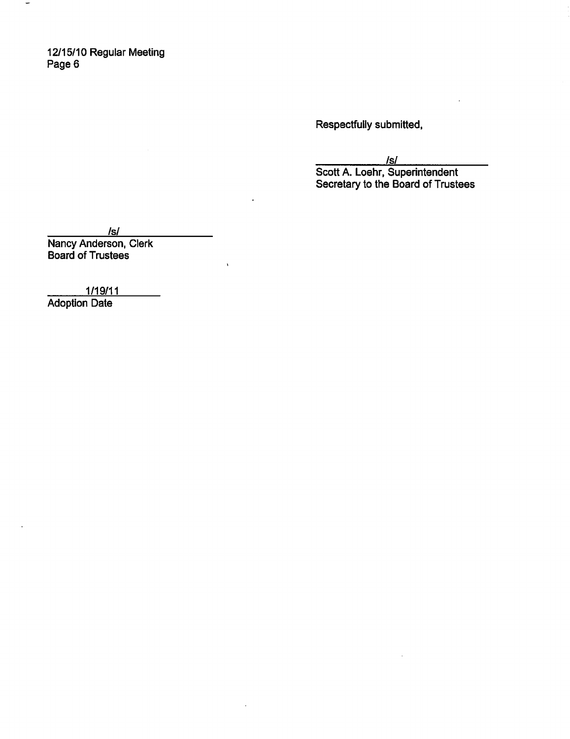Respectfully submitted,

/s/

Scott A. Loehr, Superintendent
Secretary to the Board of Trustees

/s/

Nancy Anderson, Clerk
Board of Trustees

1/19/11

Adoption Date